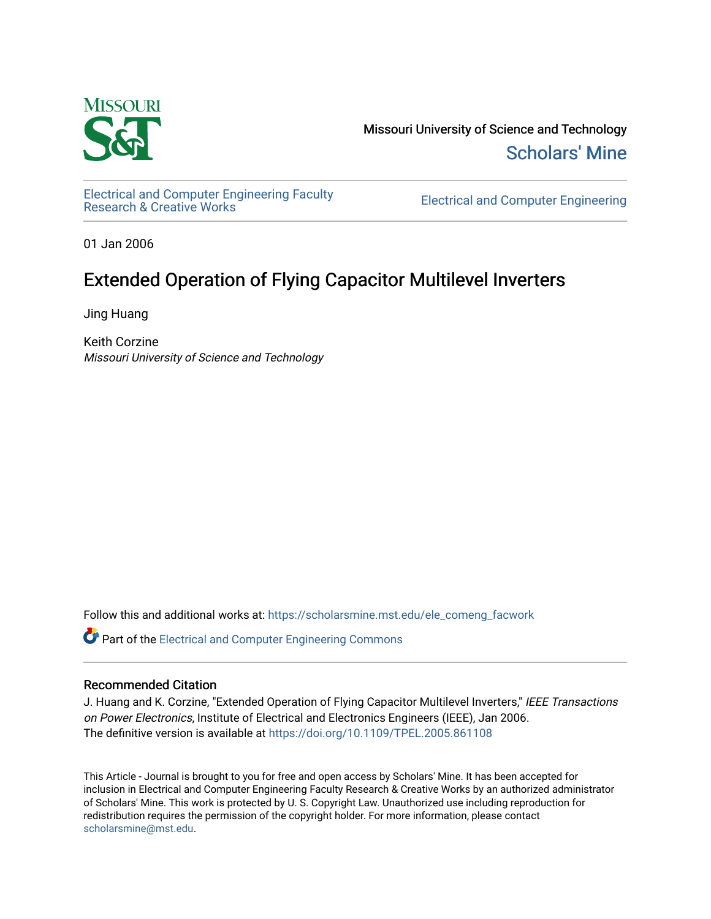Missouri University of Science and Technology

Scholars' Mine

Electrical and Computer Engineering Faculty Research & Creative Works

Electrical and Computer Engineering

01 Jan 2006

# Extended Operation of Flying Capacitor Multilevel Inverters

Jing Huang

Keith Corzine
*Missouri University of Science and Technology*

Follow this and additional works at: https://scholarsmine.mst.edu/ele_comeng_facwork

Part of the Electrical and Computer Engineering Commons

## Recommended Citation

J. Huang and K. Corzine, "Extended Operation of Flying Capacitor Multilevel Inverters," *IEEE Transactions on Power Electronics*, Institute of Electrical and Electronics Engineers (IEEE), Jan 2006.
The definitive version is available at https://doi.org/10.1109/TPEL.2005.861108

This Article - Journal is brought to you for free and open access by Scholars' Mine. It has been accepted for inclusion in Electrical and Computer Engineering Faculty Research & Creative Works by an authorized administrator of Scholars' Mine. This work is protected by U. S. Copyright Law. Unauthorized use including reproduction for redistribution requires the permission of the copyright holder. For more information, please contact scholarsmine@mst.edu.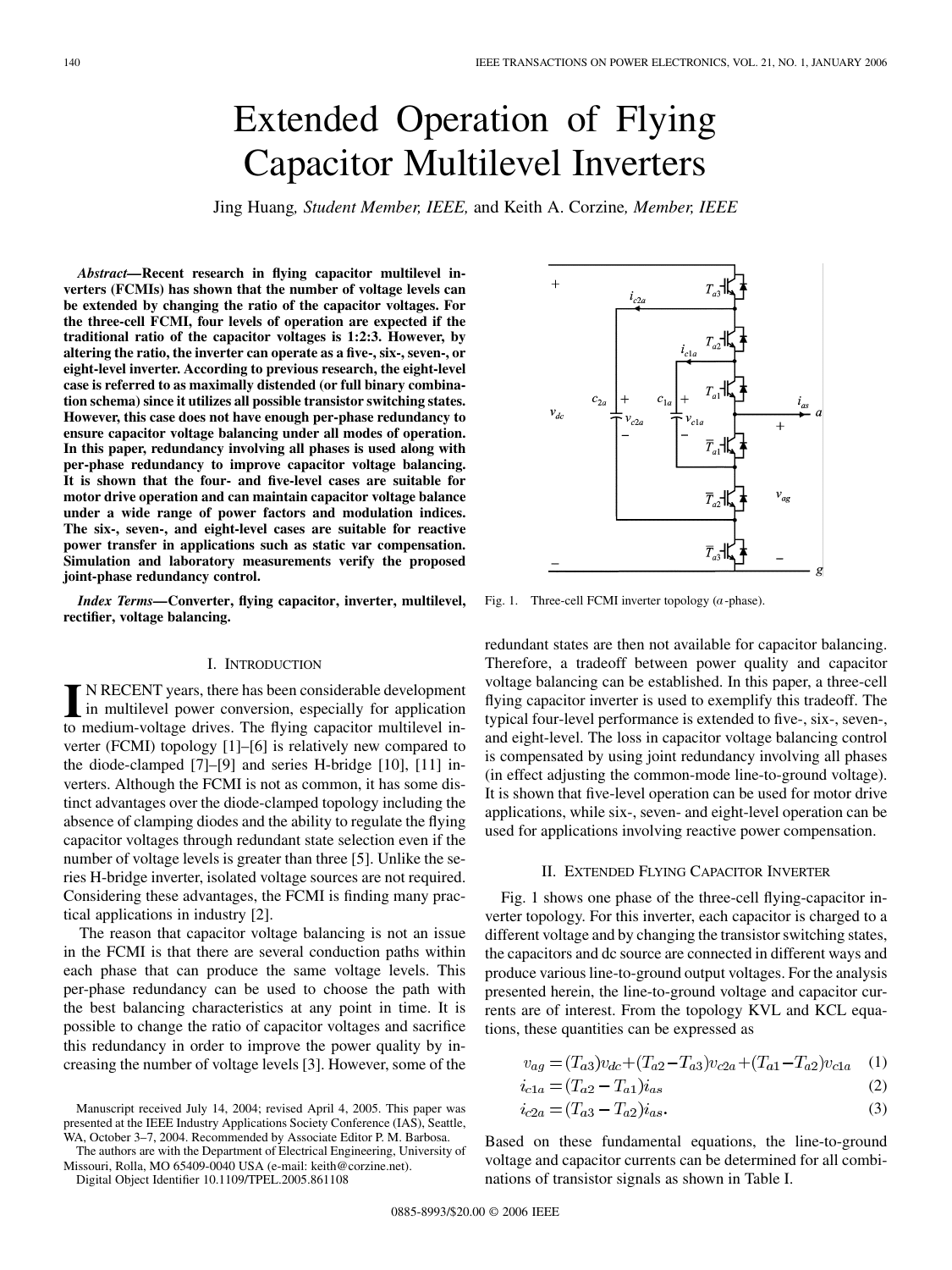# Extended Operation of Flying Capacitor Multilevel Inverters

Jing Huang, *Student Member, IEEE,* and Keith A. Corzine, *Member, IEEE*

***Abstract*—Recent research in flying capacitor multilevel inverters (FCMIs) has shown that the number of voltage levels can be extended by changing the ratio of the capacitor voltages. For the three-cell FCMI, four levels of operation are expected if the traditional ratio of the capacitor voltages is 1:2:3. However, by altering the ratio, the inverter can operate as a five-, six-, seven-, or eight-level inverter. According to previous research, the eight-level case is referred to as maximally distended (or full binary combination schema) since it utilizes all possible transistor switching states. However, this case does not have enough per-phase redundancy to ensure capacitor voltage balancing under all modes of operation. In this paper, redundancy involving all phases is used along with per-phase redundancy to improve capacitor voltage balancing. It is shown that the four- and five-level cases are suitable for motor drive operation and can maintain capacitor voltage balance under a wide range of power factors and modulation indices. The six-, seven-, and eight-level cases are suitable for reactive power transfer in applications such as static var compensation. Simulation and laboratory measurements verify the proposed joint-phase redundancy control.**

***Index Terms*—Converter, flying capacitor, inverter, multilevel, rectifier, voltage balancing.**

## I. Introduction

In recent years, there has been considerable development in multilevel power conversion, especially for application to medium-voltage drives. The flying capacitor multilevel inverter (FCMI) topology [1]–[6] is relatively new compared to the diode-clamped [7]–[9] and series H-bridge [10], [11] inverters. Although the FCMI is not as common, it has some distinct advantages over the diode-clamped topology including the absence of clamping diodes and the ability to regulate the flying capacitor voltages through redundant state selection even if the number of voltage levels is greater than three [5]. Unlike the series H-bridge inverter, isolated voltage sources are not required. Considering these advantages, the FCMI is finding many practical applications in industry [2].

The reason that capacitor voltage balancing is not an issue in the FCMI is that there are several conduction paths within each phase that can produce the same voltage levels. This per-phase redundancy can be used to choose the path with the best balancing characteristics at any point in time. It is possible to change the ratio of capacitor voltages and sacrifice this redundancy in order to improve the power quality by increasing the number of voltage levels [3]. However, some of the redundant states are then not available for capacitor balancing. Therefore, a tradeoff between power quality and capacitor voltage balancing can be established. In this paper, a three-cell flying capacitor inverter is used to exemplify this tradeoff. The typical four-level performance is extended to five-, six-, seven-, and eight-level. The loss in capacitor voltage balancing control is compensated by using joint redundancy involving all phases (in effect adjusting the common-mode line-to-ground voltage). It is shown that five-level operation can be used for motor drive applications, while six-, seven- and eight-level operation can be used for applications involving reactive power compensation.

Manuscript received July 14, 2004; revised April 4, 2005. This paper was presented at the IEEE Industry Applications Society Conference (IAS), Seattle, WA, October 3–7, 2004. Recommended by Associate Editor P. M. Barbosa.

The authors are with the Department of Electrical Engineering, University of Missouri, Rolla, MO 65409-0040 USA (e-mail: keith@corzine.net).

Digital Object Identifier 10.1109/TPEL.2005.861108

+
$i_{c2a}$
$T_{a3}$
$T_{a2}$
$i_{c1a}$
$T_{a1}$
$c_{2a}$
$c_{1a}$
$i_{as}$
$a$
$v_{dc}$
$v_{c2a}$
$v_{c1a}$
$\overline{T}_{a1}$
$\overline{T}_{a2}$
$v_{ag}$
$\overline{T}_{a3}$
−
$g$

Fig. 1. Three-cell FCMI inverter topology ($a$-phase).

## II. Extended Flying Capacitor Inverter

Fig. 1 shows one phase of the three-cell flying-capacitor inverter topology. For this inverter, each capacitor is charged to a different voltage and by changing the transistor switching states, the capacitors and dc source are connected in different ways and produce various line-to-ground output voltages. For the analysis presented herein, the line-to-ground voltage and capacitor currents are of interest. From the topology KVL and KCL equations, these quantities can be expressed as

$$v_{ag} = (T_{a3})v_{dc} + (T_{a2} - T_{a3})v_{c2a} + (T_{a1} - T_{a2})v_{c1a} \quad (1)$$

$$i_{c1a} = (T_{a2} - T_{a1})i_{as} \quad (2)$$

$$i_{c2a} = (T_{a3} - T_{a2})i_{as}. \quad (3)$$

Based on these fundamental equations, the line-to-ground voltage and capacitor currents can be determined for all combinations of transistor signals as shown in Table I.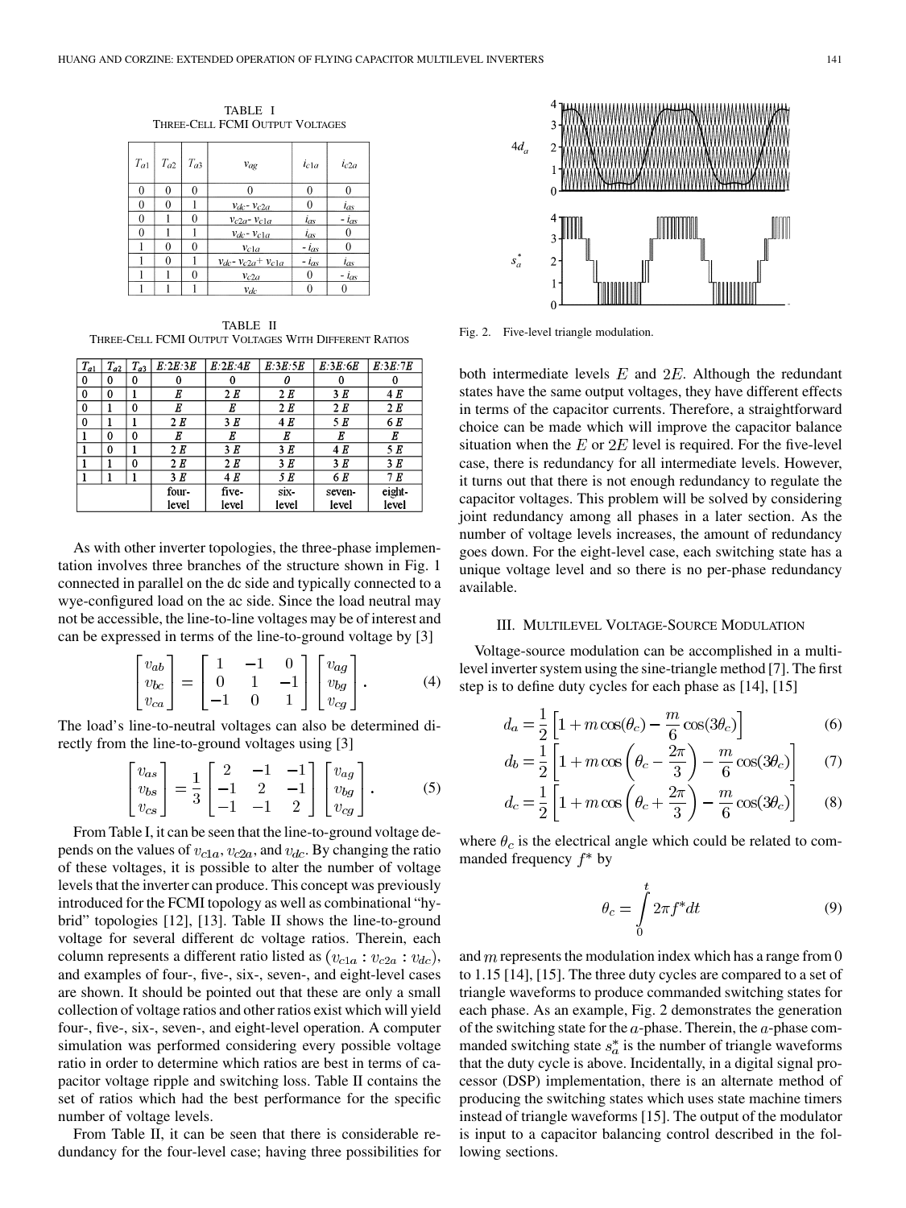TABLE I
THREE-CELL FCMI OUTPUT VOLTAGES

| $T_{a1}$ | $T_{a2}$ | $T_{a3}$ | $v_{ag}$ | $i_{c1a}$ | $i_{c2a}$ |
|---|---|---|---|---|---|
| 0 | 0 | 0 | 0 | 0 | 0 |
| 0 | 0 | 1 | $v_{dc}$ - $v_{c2a}$ | 0 | $i_{as}$ |
| 0 | 1 | 0 | $v_{c2a}$ - $v_{c1a}$ | $i_{as}$ | - $i_{as}$ |
| 0 | 1 | 1 | $v_{dc}$ - $v_{c1a}$ | $i_{as}$ | 0 |
| 1 | 0 | 0 | $v_{c1a}$ | - $i_{as}$ | 0 |
| 1 | 0 | 1 | $v_{dc}$ - $v_{c2a}$ + $v_{c1a}$ | - $i_{as}$ | $i_{as}$ |
| 1 | 1 | 0 | $v_{c2a}$ | 0 | - $i_{as}$ |
| 1 | 1 | 1 | $v_{dc}$ | 0 | 0 |

TABLE II
THREE-CELL FCMI OUTPUT VOLTAGES WITH DIFFERENT RATIOS

| $T_{a1}$ | $T_{a2}$ | $T_{a3}$ | $E$:2$E$:3$E$ | $E$:2$E$:4$E$ | $E$:3$E$:5$E$ | $E$:3$E$:6$E$ | $E$:3$E$:7$E$ |
|---|---|---|---|---|---|---|---|
| 0 | 0 | 0 | 0 | 0 | 0 | 0 | 0 |
| 0 | 0 | 1 | $E$ | 2 $E$ | 2 $E$ | 3 $E$ | 4 $E$ |
| 0 | 1 | 0 | $E$ | $E$ | 2 $E$ | 2 $E$ | 2 $E$ |
| 0 | 1 | 1 | 2 $E$ | 3 $E$ | 4 $E$ | 5 $E$ | 6 $E$ |
| 1 | 0 | 0 | $E$ | $E$ | $E$ | $E$ | $E$ |
| 1 | 0 | 1 | 2 $E$ | 3 $E$ | 3 $E$ | 4 $E$ | 5 $E$ |
| 1 | 1 | 0 | 2 $E$ | 2 $E$ | 3 $E$ | 3 $E$ | 3 $E$ |
| 1 | 1 | 1 | 3 $E$ | 4 $E$ | 5 $E$ | 6 $E$ | 7 $E$ |
| | | | four-level | five-level | six-level | seven-level | eight-level |

As with other inverter topologies, the three-phase implementation involves three branches of the structure shown in Fig. 1 connected in parallel on the dc side and typically connected to a wye-configured load on the ac side. Since the load neutral may not be accessible, the line-to-line voltages may be of interest and can be expressed in terms of the line-to-ground voltage by [3]

$$\begin{bmatrix} v_{ab} \\ v_{bc} \\ v_{ca} \end{bmatrix} = \begin{bmatrix} 1 & -1 & 0 \\ 0 & 1 & -1 \\ -1 & 0 & 1 \end{bmatrix} \begin{bmatrix} v_{ag} \\ v_{bg} \\ v_{cg} \end{bmatrix}. \tag{4}$$

The load's line-to-neutral voltages can also be determined directly from the line-to-ground voltages using [3]

$$\begin{bmatrix} v_{as} \\ v_{bs} \\ v_{cs} \end{bmatrix} = \frac{1}{3} \begin{bmatrix} 2 & -1 & -1 \\ -1 & 2 & -1 \\ -1 & -1 & 2 \end{bmatrix} \begin{bmatrix} v_{ag} \\ v_{bg} \\ v_{cg} \end{bmatrix}. \tag{5}$$

From Table I, it can be seen that the line-to-ground voltage depends on the values of $v_{c1a}$, $v_{c2a}$, and $v_{dc}$. By changing the ratio of these voltages, it is possible to alter the number of voltage levels that the inverter can produce. This concept was previously introduced for the FCMI topology as well as combinational "hybrid" topologies [12], [13]. Table II shows the line-to-ground voltage for several different dc voltage ratios. Therein, each column represents a different ratio listed as $(v_{c1a} : v_{c2a} : v_{dc})$, and examples of four-, five-, six-, seven-, and eight-level cases are shown. It should be pointed out that these are only a small collection of voltage ratios and other ratios exist which will yield four-, five-, six-, seven-, and eight-level operation. A computer simulation was performed considering every possible voltage ratio in order to determine which ratios are best in terms of capacitor voltage ripple and switching loss. Table II contains the set of ratios which had the best performance for the specific number of voltage levels.

From Table II, it can be seen that there is considerable redundancy for the four-level case; having three possibilities for both intermediate levels $E$ and $2E$. Although the redundant states have the same output voltages, they have different effects in terms of the capacitor currents. Therefore, a straightforward choice can be made which will improve the capacitor balance situation when the $E$ or $2E$ level is required. For the five-level case, there is redundancy for all intermediate levels. However, it turns out that there is not enough redundancy to regulate the capacitor voltages. This problem will be solved by considering joint redundancy among all phases in a later section. As the number of voltage levels increases, the amount of redundancy goes down. For the eight-level case, each switching state has a unique voltage level and so there is no per-phase redundancy available.

4
3
$4d_a$
2
1
0
4
3
$s_a^*$
2
1
0

Fig. 2. Five-level triangle modulation.

## III. MULTILEVEL VOLTAGE-SOURCE MODULATION

Voltage-source modulation can be accomplished in a multilevel inverter system using the sine-triangle method [7]. The first step is to define duty cycles for each phase as [14], [15]

$$d_a = \frac{1}{2}\left[1 + m\cos(\theta_c) - \frac{m}{6}\cos(3\theta_c)\right] \tag{6}$$

$$d_b = \frac{1}{2}\left[1 + m\cos\left(\theta_c - \frac{2\pi}{3}\right) - \frac{m}{6}\cos(3\theta_c)\right] \tag{7}$$

$$d_c = \frac{1}{2}\left[1 + m\cos\left(\theta_c + \frac{2\pi}{3}\right) - \frac{m}{6}\cos(3\theta_c)\right] \tag{8}$$

where $\theta_c$ is the electrical angle which could be related to commanded frequency $f^*$ by

$$\theta_c = \int_0^t 2\pi f^* dt \tag{9}$$

and $m$ represents the modulation index which has a range from 0 to 1.15 [14], [15]. The three duty cycles are compared to a set of triangle waveforms to produce commanded switching states for each phase. As an example, Fig. 2 demonstrates the generation of the switching state for the $a$-phase. Therein, the $a$-phase commanded switching state $s_a^*$ is the number of triangle waveforms that the duty cycle is above. Incidentally, in a digital signal processor (DSP) implementation, there is an alternate method of producing the switching states which uses state machine timers instead of triangle waveforms [15]. The output of the modulator is input to a capacitor balancing control described in the following sections.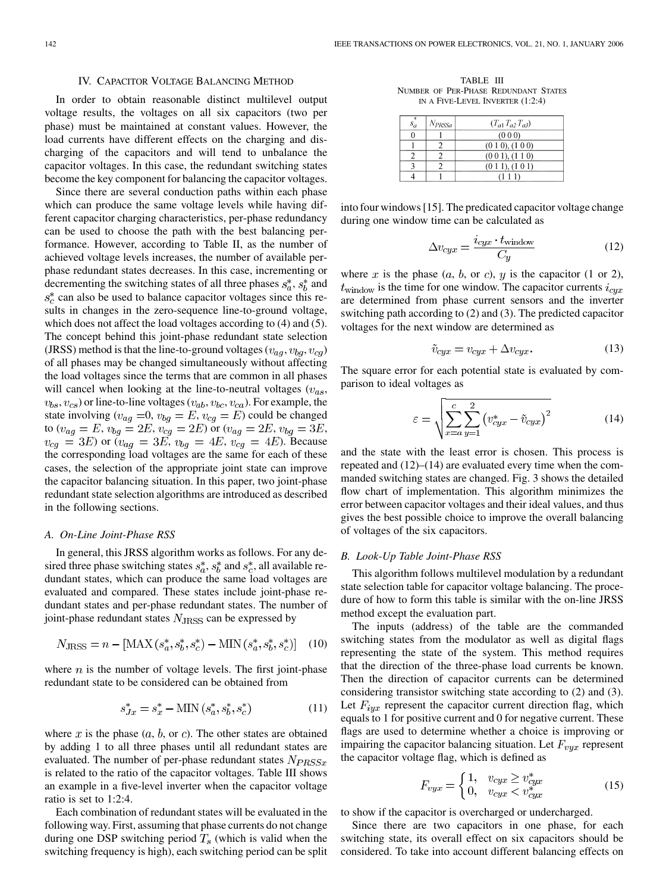## IV. Capacitor Voltage Balancing Method

In order to obtain reasonable distinct multilevel output voltage results, the voltages on all six capacitors (two per phase) must be maintained at constant values. However, the load currents have different effects on the charging and discharging of the capacitors and will tend to unbalance the capacitor voltages. In this case, the redundant switching states become the key component for balancing the capacitor voltages.

Since there are several conduction paths within each phase which can produce the same voltage levels while having different capacitor charging characteristics, per-phase redundancy can be used to choose the path with the best balancing performance. However, according to Table II, as the number of achieved voltage levels increases, the number of available per-phase redundant states decreases. In this case, incrementing or decrementing the switching states of all three phases $s_a^*$, $s_b^*$ and $s_c^*$ can also be used to balance capacitor voltages since this results in changes in the zero-sequence line-to-ground voltage, which does not affect the load voltages according to (4) and (5). The concept behind this joint-phase redundant state selection (JRSS) method is that the line-to-ground voltages ($v_{ag}, v_{bg}, v_{cg}$) of all phases may be changed simultaneously without affecting the load voltages since the terms that are common in all phases will cancel when looking at the line-to-neutral voltages ($v_{as}$, $v_{bs}, v_{cs}$) or line-to-line voltages ($v_{ab}, v_{bc}, v_{ca}$). For example, the state involving ($v_{ag} = 0$, $v_{bg} = E$, $v_{cg} = E$) could be changed to ($v_{ag} = E$, $v_{bg} = 2E$, $v_{cg} = 2E$) or ($v_{ag} = 2E$, $v_{bg} = 3E$, $v_{cg} = 3E$) or ($v_{ag} = 3E$, $v_{bg} = 4E$, $v_{cg} = 4E$). Because the corresponding load voltages are the same for each of these cases, the selection of the appropriate joint state can improve the capacitor balancing situation. In this paper, two joint-phase redundant state selection algorithms are introduced as described in the following sections.

### A. On-Line Joint-Phase RSS

In general, this JRSS algorithm works as follows. For any desired three phase switching states $s_a^*$, $s_b^*$ and $s_c^*$, all available redundant states, which can produce the same load voltages are evaluated and compared. These states include joint-phase redundant states and per-phase redundant states. The number of joint-phase redundant states $N_{\text{JRSS}}$ can be expressed by

$$N_{\text{JRSS}} = n - [\text{MAX}(s_a^*, s_b^*, s_c^*) - \text{MIN}(s_a^*, s_b^*, s_c^*)] \tag{10}$$

where $n$ is the number of voltage levels. The first joint-phase redundant state to be considered can be obtained from

$$s_{Jx}^* = s_x^* - \text{MIN}(s_a^*, s_b^*, s_c^*) \tag{11}$$

where $x$ is the phase ($a$, $b$, or $c$). The other states are obtained by adding 1 to all three phases until all redundant states are evaluated. The number of per-phase redundant states $N_{PRSSx}$ is related to the ratio of the capacitor voltages. Table III shows an example in a five-level inverter when the capacitor voltage ratio is set to 1:2:4.

TABLE III
Number of Per-Phase Redundant States in a Five-Level Inverter (1:2:4)

| $s_a^*$ | $N_{PRSSa}$ | $(T_{a1}\,T_{a2}\,T_{a3})$ |
|---|---|---|
| 0 | 1 | (0 0 0) |
| 1 | 2 | (0 1 0), (1 0 0) |
| 2 | 2 | (0 0 1), (1 1 0) |
| 3 | 2 | (0 1 1), (1 0 1) |
| 4 | 1 | (1 1 1) |

Each combination of redundant states will be evaluated in the following way. First, assuming that phase currents do not change during one DSP switching period $T_s$ (which is valid when the switching frequency is high), each switching period can be split into four windows [15]. The predicated capacitor voltage change during one window time can be calculated as

$$\Delta v_{cyx} = \frac{i_{cyx} \cdot t_{\text{window}}}{C_y} \tag{12}$$

where $x$ is the phase ($a$, $b$, or $c$), $y$ is the capacitor (1 or 2), $t_{\text{window}}$ is the time for one window. The capacitor currents $i_{cyx}$ are determined from phase current sensors and the inverter switching path according to (2) and (3). The predicted capacitor voltages for the next window are determined as

$$\tilde{v}_{cyx} = v_{cyx} + \Delta v_{cyx}. \tag{13}$$

The square error for each potential state is evaluated by comparison to ideal voltages as

$$\varepsilon = \sqrt{\sum_{x=a}^{c} \sum_{y=1}^{2} \left(v_{cyx}^* - \tilde{v}_{cyx}\right)^2} \tag{14}$$

and the state with the least error is chosen. This process is repeated and (12)–(14) are evaluated every time when the commanded switching states are changed. Fig. 3 shows the detailed flow chart of implementation. This algorithm minimizes the error between capacitor voltages and their ideal values, and thus gives the best possible choice to improve the overall balancing of voltages of the six capacitors.

### B. Look-Up Table Joint-Phase RSS

This algorithm follows multilevel modulation by a redundant state selection table for capacitor voltage balancing. The procedure of how to form this table is similar with the on-line JRSS method except the evaluation part.

The inputs (address) of the table are the commanded switching states from the modulator as well as digital flags representing the state of the system. This method requires that the direction of the three-phase load currents be known. Then the direction of capacitor currents can be determined considering transistor switching state according to (2) and (3). Let $F_{iyx}$ represent the capacitor current direction flag, which equals to 1 for positive current and 0 for negative current. These flags are used to determine whether a choice is improving or impairing the capacitor balancing situation. Let $F_{vyx}$ represent the capacitor voltage flag, which is defined as

$$F_{vyx} = \begin{cases} 1, & v_{cyx} \geq v_{cyx}^* \\ 0, & v_{cyx} < v_{cyx}^* \end{cases} \tag{15}$$

to show if the capacitor is overcharged or undercharged.

Since there are two capacitors in one phase, for each switching state, its overall effect on six capacitors should be considered. To take into account different balancing effects on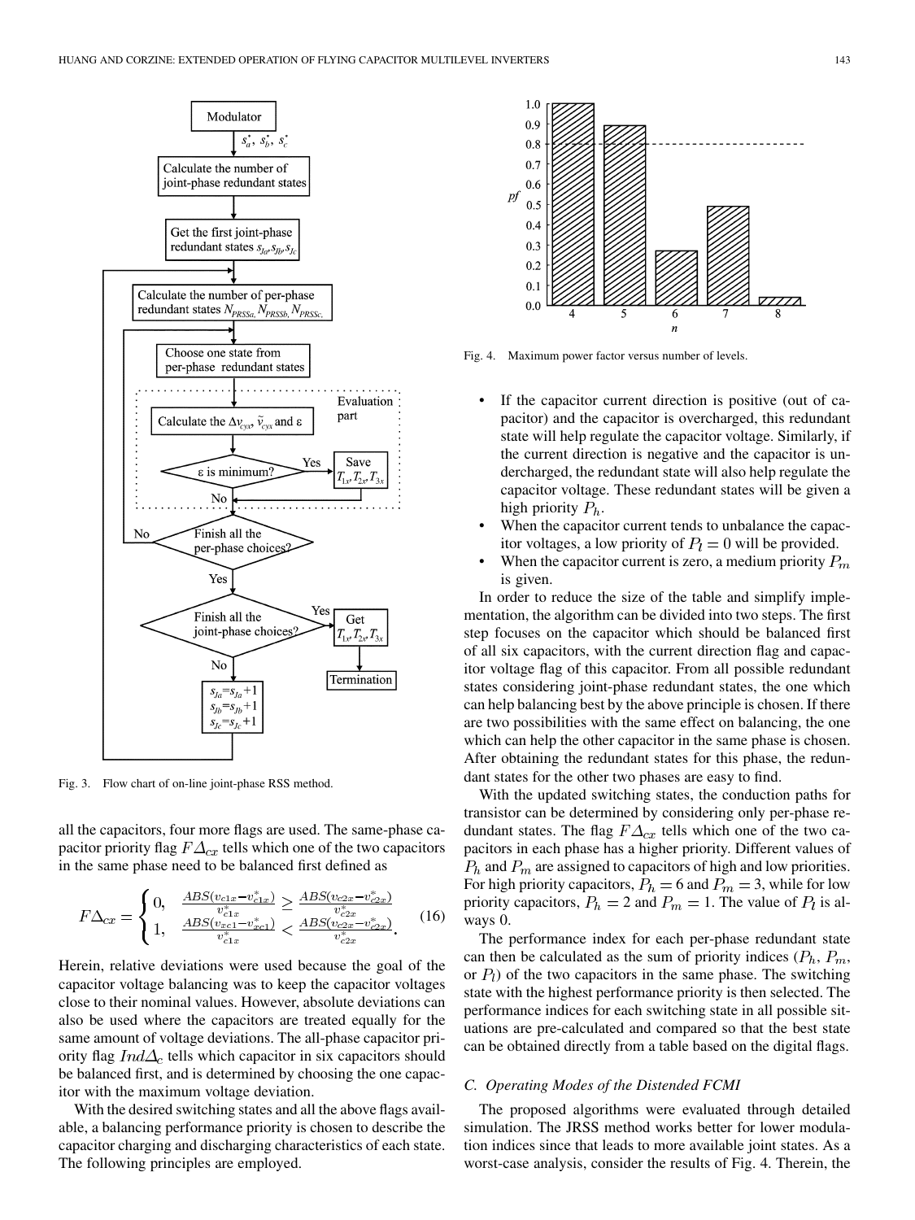Modulator

$s_a^*, s_b^*, s_c^*$

Calculate the number of joint-phase redundant states

Get the first joint-phase redundant states $s_{Ja}, s_{Jb}, s_{Jc}$

Calculate the number of per-phase redundant states $N_{PRSSa}, N_{PRSSb}, N_{PRSSc}$

Choose one state from per-phase redundant states

Evaluation part

Calculate the $\Delta v_{cyx}$, $\tilde{v}_{cyx}$ and ε

ε is minimum?

Yes

Save $T_{1x}, T_{2x}, T_{3x}$

No

Finish all the per-phase choices?

No

Yes

Finish all the joint-phase choices?

Yes

Get $T_{1x}, T_{2x}, T_{3x}$

Termination

No

$s_{Ja}=s_{Ja}+1$
$s_{Jb}=s_{Jb}+1$
$s_{Jc}=s_{Jc}+1$

Fig. 3. Flow chart of on-line joint-phase RSS method.

all the capacitors, four more flags are used. The same-phase capacitor priority flag $F\Delta_{cx}$ tells which one of the two capacitors in the same phase need to be balanced first defined as

$$F\Delta_{cx} = \begin{cases} 0, & \frac{ABS(v_{c1x} - v_{c1x}^*)}{v_{c1x}^*} \geq \frac{ABS(v_{c2x} - v_{c2x}^*)}{v_{c2x}^*} \\ 1, & \frac{ABS(v_{xc1} - v_{xc1}^*)}{v_{c1x}^*} < \frac{ABS(v_{c2x} - v_{c2x}^*)}{v_{c2x}^*}. \end{cases} \quad (16)$$

Herein, relative deviations were used because the goal of the capacitor voltage balancing was to keep the capacitor voltages close to their nominal values. However, absolute deviations can also be used where the capacitors are treated equally for the same amount of voltage deviations. The all-phase capacitor priority flag $Ind\Delta_c$ tells which capacitor in six capacitors should be balanced first, and is determined by choosing the one capacitor with the maximum voltage deviation.

With the desired switching states and all the above flags available, a balancing performance priority is chosen to describe the capacitor charging and discharging characteristics of each state. The following principles are employed.

1.0
0.9
0.8
0.7
0.6
0.5
0.4
0.3
0.2
0.1
0.0

$pf$

4 5 6 7 8

$n$

Fig. 4. Maximum power factor versus number of levels.

- If the capacitor current direction is positive (out of capacitor) and the capacitor is overcharged, this redundant state will help regulate the capacitor voltage. Similarly, if the current direction is negative and the capacitor is undercharged, the redundant state will also help regulate the capacitor voltage. These redundant states will be given a high priority $P_h$.
- When the capacitor current tends to unbalance the capacitor voltages, a low priority of $P_l = 0$ will be provided.
- When the capacitor current is zero, a medium priority $P_m$ is given.

In order to reduce the size of the table and simplify implementation, the algorithm can be divided into two steps. The first step focuses on the capacitor which should be balanced first of all six capacitors, with the current direction flag and capacitor voltage flag of this capacitor. From all possible redundant states considering joint-phase redundant states, the one which can help balancing best by the above principle is chosen. If there are two possibilities with the same effect on balancing, the one which can help the other capacitor in the same phase is chosen. After obtaining the redundant states for this phase, the redundant states for the other two phases are easy to find.

With the updated switching states, the conduction paths for transistor can be determined by considering only per-phase redundant states. The flag $F\Delta_{cx}$ tells which one of the two capacitors in each phase has a higher priority. Different values of $P_h$ and $P_m$ are assigned to capacitors of high and low priorities. For high priority capacitors, $P_h = 6$ and $P_m = 3$, while for low priority capacitors, $P_h = 2$ and $P_m = 1$. The value of $P_l$ is always 0.

The performance index for each per-phase redundant state can then be calculated as the sum of priority indices ($P_h$, $P_m$, or $P_l$) of the two capacitors in the same phase. The switching state with the highest performance priority is then selected. The performance indices for each switching state in all possible situations are pre-calculated and compared so that the best state can be obtained directly from a table based on the digital flags.

### C. Operating Modes of the Distended FCMI

The proposed algorithms were evaluated through detailed simulation. The JRSS method works better for lower modulation indices since that leads to more available joint states. As a worst-case analysis, consider the results of Fig. 4. Therein, the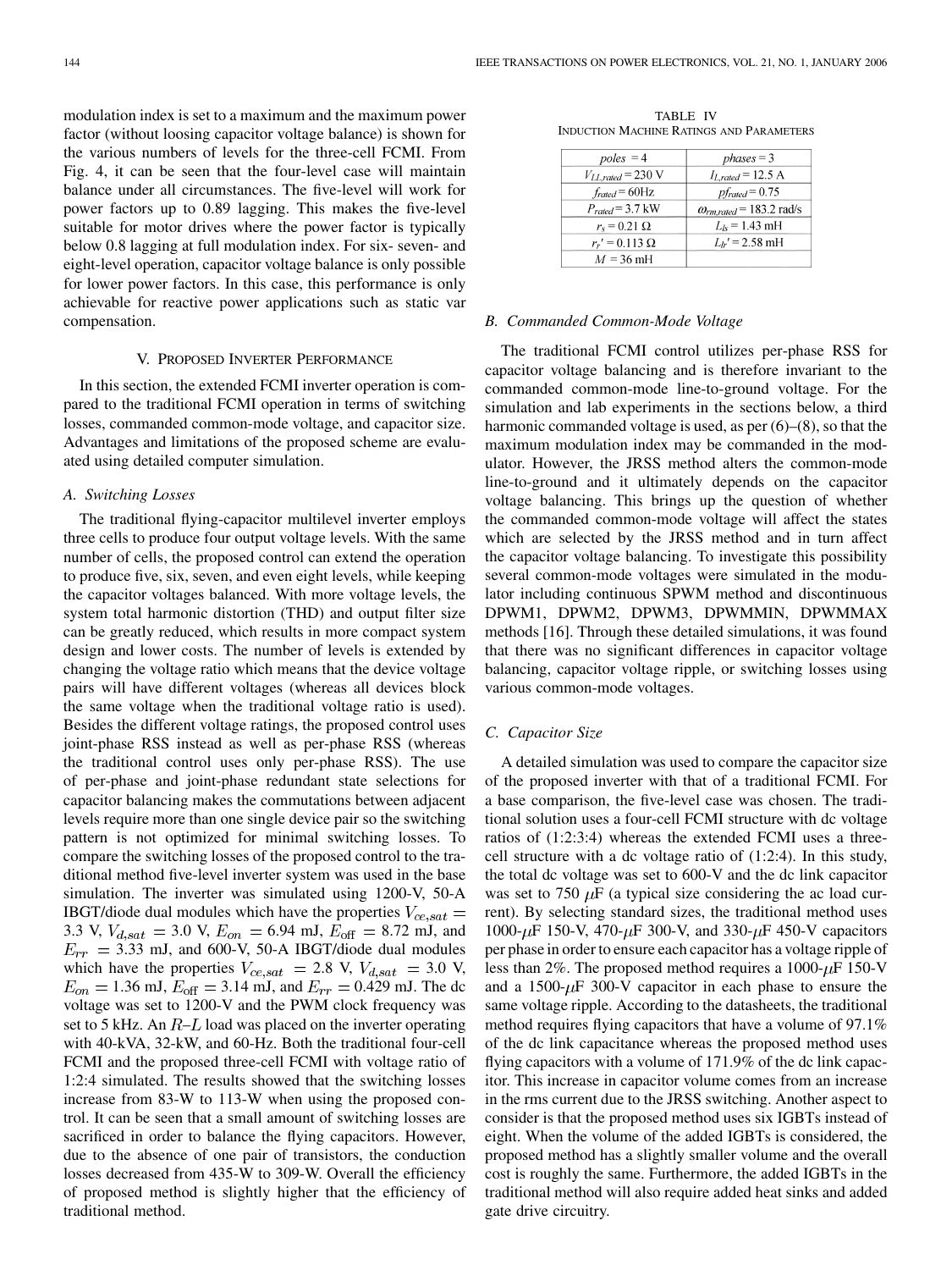modulation index is set to a maximum and the maximum power factor (without loosing capacitor voltage balance) is shown for the various numbers of levels for the three-cell FCMI. From Fig. 4, it can be seen that the four-level case will maintain balance under all circumstances. The five-level will work for power factors up to 0.89 lagging. This makes the five-level suitable for motor drives where the power factor is typically below 0.8 lagging at full modulation index. For six- seven- and eight-level operation, capacitor voltage balance is only possible for lower power factors. In this case, this performance is only achievable for reactive power applications such as static var compensation.

## V. Proposed Inverter Performance

In this section, the extended FCMI inverter operation is compared to the traditional FCMI operation in terms of switching losses, commanded common-mode voltage, and capacitor size. Advantages and limitations of the proposed scheme are evaluated using detailed computer simulation.

### A. Switching Losses

The traditional flying-capacitor multilevel inverter employs three cells to produce four output voltage levels. With the same number of cells, the proposed control can extend the operation to produce five, six, seven, and even eight levels, while keeping the capacitor voltages balanced. With more voltage levels, the system total harmonic distortion (THD) and output filter size can be greatly reduced, which results in more compact system design and lower costs. The number of levels is extended by changing the voltage ratio which means that the device voltage pairs will have different voltages (whereas all devices block the same voltage when the traditional voltage ratio is used). Besides the different voltage ratings, the proposed control uses joint-phase RSS instead as well as per-phase RSS (whereas the traditional control uses only per-phase RSS). The use of per-phase and joint-phase redundant state selections for capacitor balancing makes the commutations between adjacent levels require more than one single device pair so the switching pattern is not optimized for minimal switching losses. To compare the switching losses of the proposed control to the traditional method five-level inverter system was used in the base simulation. The inverter was simulated using 1200-V, 50-A IBGT/diode dual modules which have the properties $V_{ce,sat} = 3.3$ V, $V_{d,sat} = 3.0$ V, $E_{on} = 6.94$ mJ, $E_{\rm off} = 8.72$ mJ, and $E_{rr} = 3.33$ mJ, and 600-V, 50-A IBGT/diode dual modules which have the properties $V_{ce,sat} = 2.8$ V, $V_{d,sat} = 3.0$ V, $E_{on} = 1.36$ mJ, $E_{\rm off} = 3.14$ mJ, and $E_{rr} = 0.429$ mJ. The dc voltage was set to 1200-V and the PWM clock frequency was set to 5 kHz. An $R$–$L$ load was placed on the inverter operating with 40-kVA, 32-kW, and 60-Hz. Both the traditional four-cell FCMI and the proposed three-cell FCMI with voltage ratio of 1:2:4 simulated. The results showed that the switching losses increase from 83-W to 113-W when using the proposed control. It can be seen that a small amount of switching losses are sacrificed in order to balance the flying capacitors. However, due to the absence of one pair of transistors, the conduction losses decreased from 435-W to 309-W. Overall the efficiency of proposed method is slightly higher that the efficiency of traditional method.

TABLE IV
Induction Machine Ratings and Parameters

| | |
|---|---|
| $poles = 4$ | $phases = 3$ |
| $V_{LL,rated} = 230$ V | $I_{L,rated} = 12.5$ A |
| $f_{rated} = 60$Hz | $pf_{rated} = 0.75$ |
| $P_{rated} = 3.7$ kW | $\omega_{rm,rated} = 183.2$ rad/s |
| $r_s = 0.21\ \Omega$ | $L_{ls} = 1.43$ mH |
| $r_r' = 0.113\ \Omega$ | $L_{lr}' = 2.58$ mH |
| $M = 36$ mH | |

### B. Commanded Common-Mode Voltage

The traditional FCMI control utilizes per-phase RSS for capacitor voltage balancing and is therefore invariant to the commanded common-mode line-to-ground voltage. For the simulation and lab experiments in the sections below, a third harmonic commanded voltage is used, as per (6)–(8), so that the maximum modulation index may be commanded in the modulator. However, the JRSS method alters the common-mode line-to-ground and it ultimately depends on the capacitor voltage balancing. This brings up the question of whether the commanded common-mode voltage will affect the states which are selected by the JRSS method and in turn affect the capacitor voltage balancing. To investigate this possibility several common-mode voltages were simulated in the modulator including continuous SPWM method and discontinuous DPWM1, DPWM2, DPWM3, DPWMMIN, DPWMMAX methods [16]. Through these detailed simulations, it was found that there was no significant differences in capacitor voltage balancing, capacitor voltage ripple, or switching losses using various common-mode voltages.

### C. Capacitor Size

A detailed simulation was used to compare the capacitor size of the proposed inverter with that of a traditional FCMI. For a base comparison, the five-level case was chosen. The traditional solution uses a four-cell FCMI structure with dc voltage ratios of (1:2:3:4) whereas the extended FCMI uses a three-cell structure with a dc voltage ratio of (1:2:4). In this study, the total dc voltage was set to 600-V and the dc link capacitor was set to 750 $\mu$F (a typical size considering the ac load current). By selecting standard sizes, the traditional method uses 1000-$\mu$F 150-V, 470-$\mu$F 300-V, and 330-$\mu$F 450-V capacitors per phase in order to ensure each capacitor has a voltage ripple of less than 2%. The proposed method requires a 1000-$\mu$F 150-V and a 1500-$\mu$F 300-V capacitor in each phase to ensure the same voltage ripple. According to the datasheets, the traditional method requires flying capacitors that have a volume of 97.1% of the dc link capacitance whereas the proposed method uses flying capacitors with a volume of 171.9% of the dc link capacitor. This increase in capacitor volume comes from an increase in the rms current due to the JRSS switching. Another aspect to consider is that the proposed method uses six IGBTs instead of eight. When the volume of the added IGBTs is considered, the proposed method has a slightly smaller volume and the overall cost is roughly the same. Furthermore, the added IGBTs in the traditional method will also require added heat sinks and added gate drive circuitry.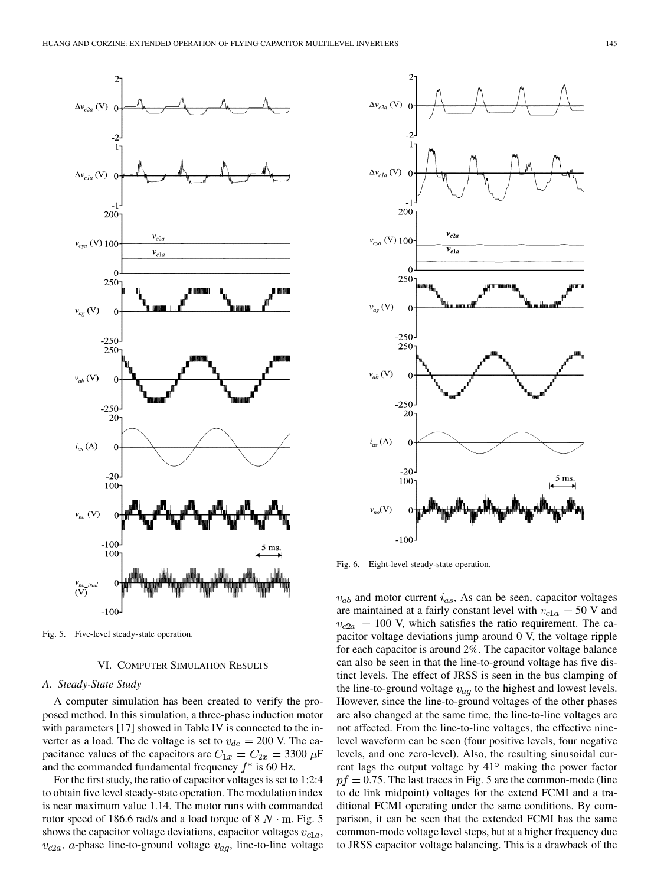$\Delta v_{c2a}$ (V)

2

0

-2

$\Delta v_{c1a}$ (V)

1

0

-1

$v_{cya}$ (V)

200

100

0

$v_{c2a}$

$v_{c1a}$

$v_{ag}$ (V)

250

0

-250

$v_{ab}$ (V)

250

0

-250

$i_{as}$ (A)

20

0

-20

$v_{no}$ (V)

100

0

-100

5 ms.

$v_{no\_trad}$ (V)

100

0

-100

Fig. 5. Five-level steady-state operation.

$\Delta v_{c2a}$ (V)

2

0

-2

$\Delta v_{c1a}$ (V)

1

0

-1

$v_{cya}$ (V)

200

100

0

$v_{c2a}$

$v_{c1a}$

$v_{ag}$ (V)

250

0

-250

$v_{ab}$ (V)

250

0

-250

$i_{as}$ (A)

20

0

-20

5 ms.

$v_{no}$(V)

100

0

-100

Fig. 6. Eight-level steady-state operation.

## VI. Computer Simulation Results

### A. Steady-State Study

A computer simulation has been created to verify the proposed method. In this simulation, a three-phase induction motor with parameters [17] showed in Table IV is connected to the inverter as a load. The dc voltage is set to $v_{dc} = 200$ V. The capacitance values of the capacitors are $C_{1x} = C_{2x} = 3300$ $\mu$F and the commanded fundamental frequency $f^*$ is 60 Hz.

For the first study, the ratio of capacitor voltages is set to 1:2:4 to obtain five level steady-state operation. The modulation index is near maximum value 1.14. The motor runs with commanded rotor speed of 186.6 rad/s and a load torque of 8 $N \cdot \mathrm{m}$. Fig. 5 shows the capacitor voltage deviations, capacitor voltages $v_{c1a}$, $v_{c2a}$, $a$-phase line-to-ground voltage $v_{ag}$, line-to-line voltage $v_{ab}$ and motor current $i_{as}$, As can be seen, capacitor voltages are maintained at a fairly constant level with $v_{c1a} = 50$ V and $v_{c2a} = 100$ V, which satisfies the ratio requirement. The capacitor voltage deviations jump around 0 V, the voltage ripple for each capacitor is around 2%. The capacitor voltage balance can also be seen in that the line-to-ground voltage has five distinct levels. The effect of JRSS is seen in the bus clamping of the line-to-ground voltage $v_{ag}$ to the highest and lowest levels. However, since the line-to-ground voltages of the other phases are also changed at the same time, the line-to-line voltages are not affected. From the line-to-line voltages, the effective nine-level waveform can be seen (four positive levels, four negative levels, and one zero-level). Also, the resulting sinusoidal current lags the output voltage by 41° making the power factor $pf = 0.75$. The last traces in Fig. 5 are the common-mode (line to dc link midpoint) voltages for the extend FCMI and a traditional FCMI operating under the same conditions. By comparison, it can be seen that the extended FCMI has the same common-mode voltage level steps, but at a higher frequency due to JRSS capacitor voltage balancing. This is a drawback of the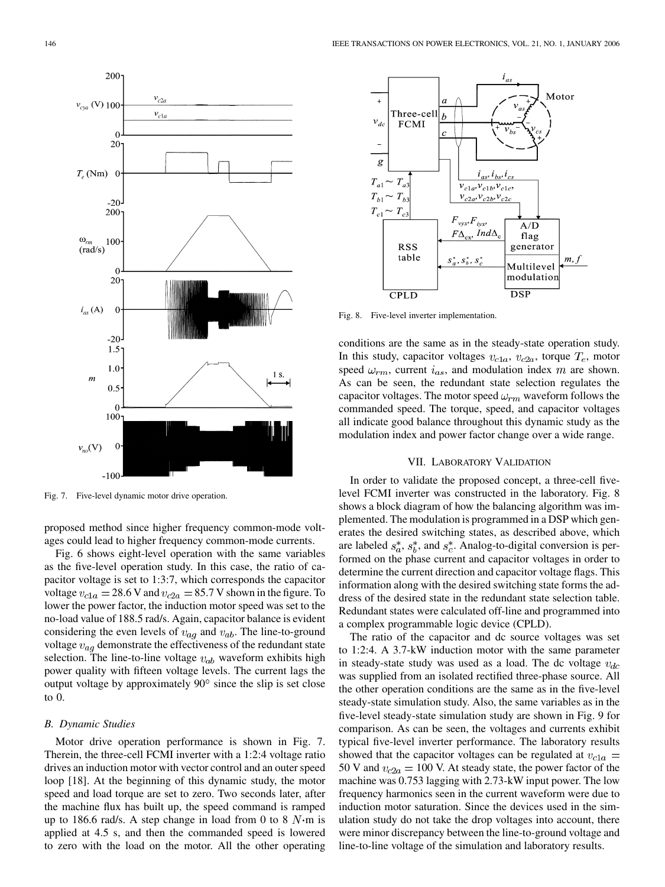$v_{cya}$ (V)

200

100

0

$v_{c2a}$

$v_{c1a}$

$T_e$ (Nm)

20

0

-20

$\omega_{rm}$ (rad/s)

200

100

0

$i_{as}$ (A)

20

0

-20

$m$

1.5

1.0

0.5

0

1 s.

$v_{no}$(V)

100

0

-100

Fig. 7. Five-level dynamic motor drive operation.

proposed method since higher frequency common-mode voltages could lead to higher frequency common-mode currents.

Fig. 6 shows eight-level operation with the same variables as the five-level operation study. In this case, the ratio of capacitor voltage is set to 1:3:7, which corresponds the capacitor voltage $v_{c1a} = 28.6$ V and $v_{c2a} = 85.7$ V shown in the figure. To lower the power factor, the induction motor speed was set to the no-load value of 188.5 rad/s. Again, capacitor balance is evident considering the even levels of $v_{ag}$ and $v_{ab}$. The line-to-ground voltage $v_{ag}$ demonstrate the effectiveness of the redundant state selection. The line-to-line voltage $v_{ab}$ waveform exhibits high power quality with fifteen voltage levels. The current lags the output voltage by approximately 90° since the slip is set close to 0.

### B. Dynamic Studies

Motor drive operation performance is shown in Fig. 7. Therein, the three-cell FCMI inverter with a 1:2:4 voltage ratio drives an induction motor with vector control and an outer speed loop [18]. At the beginning of this dynamic study, the motor speed and load torque are set to zero. Two seconds later, after the machine flux has built up, the speed command is ramped up to 186.6 rad/s. A step change in load from 0 to 8 $N{\cdot}$m is applied at 4.5 s, and then the commanded speed is lowered to zero with the load on the motor. All the other operating conditions are the same as in the steady-state operation study. In this study, capacitor voltages $v_{c1a}$, $v_{c2a}$, torque $T_e$, motor speed $\omega_{rm}$, current $i_{as}$, and modulation index $m$ are shown. As can be seen, the redundant state selection regulates the capacitor voltages. The motor speed $\omega_{rm}$ waveform follows the commanded speed. The torque, speed, and capacitor voltages all indicate good balance throughout this dynamic study as the modulation index and power factor change over a wide range.

$i_{as}$

Motor

$v_{as}$

$v_{bs}$

$v_{cs}$

Three-cell FCMI

$v_{dc}$

$a$

$b$

$c$

$g$

$i_{as}, i_{bs}, i_{cs}$

$v_{c1a}, v_{c1b}, v_{c1c}$,

$v_{c2a}, v_{c2b}, v_{c2c}$

$T_{a1} \sim T_{a3}$

$T_{b1} \sim T_{b3}$

$T_{c1} \sim T_{c3}$

$F_{vyx}, F_{iyx}$,

$F\Delta_{cx}$, $Ind\Delta_c$

RSS table

A/D flag generator

$s_a^*, s_b^*, s_c^*$

Multilevel modulation

$m, f$

CPLD

DSP

Fig. 8. Five-level inverter implementation.

## VII. Laboratory Validation

In order to validate the proposed concept, a three-cell five-level FCMI inverter was constructed in the laboratory. Fig. 8 shows a block diagram of how the balancing algorithm was implemented. The modulation is programmed in a DSP which generates the desired switching states, as described above, which are labeled $s_a^*$, $s_b^*$, and $s_c^*$. Analog-to-digital conversion is performed on the phase current and capacitor voltages in order to determine the current direction and capacitor voltage flags. This information along with the desired switching state forms the address of the desired state in the redundant state selection table. Redundant states were calculated off-line and programmed into a complex programmable logic device (CPLD).

The ratio of the capacitor and dc source voltages was set to 1:2:4. A 3.7-kW induction motor with the same parameter in steady-state study was used as a load. The dc voltage $v_{dc}$ was supplied from an isolated rectified three-phase source. All the other operation conditions are the same as in the five-level steady-state simulation study. Also, the same variables as in the five-level steady-state simulation study are shown in Fig. 9 for comparison. As can be seen, the voltages and currents exhibit typical five-level inverter performance. The laboratory results showed that the capacitor voltages can be regulated at $v_{c1a} = 50$ V and $v_{c2a} = 100$ V. At steady state, the power factor of the machine was 0.753 lagging with 2.73-kW input power. The low frequency harmonics seen in the current waveform were due to induction motor saturation. Since the devices used in the simulation study do not take the drop voltages into account, there were minor discrepancy between the line-to-ground voltage and line-to-line voltage of the simulation and laboratory results.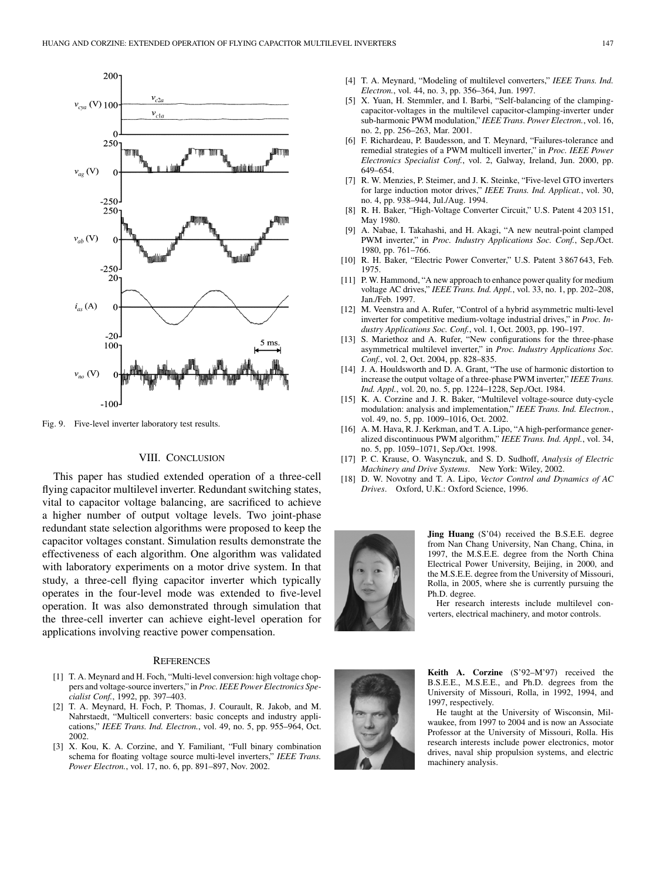200

$v_{cya}$ (V) 100

$v_{c2a}$

$v_{c1a}$

0

250

$v_{ag}$ (V) 0

-250

250

$v_{ab}$ (V) 0

-250

20

$i_{as}$ (A) 0

-20

100

5 ms.

$v_{no}$ (V) 0

-100

Fig. 9. Five-level inverter laboratory test results.

## VIII. CONCLUSION

This paper has studied extended operation of a three-cell flying capacitor multilevel inverter. Redundant switching states, vital to capacitor voltage balancing, are sacrificed to achieve a higher number of output voltage levels. Two joint-phase redundant state selection algorithms were proposed to keep the capacitor voltages constant. Simulation results demonstrate the effectiveness of each algorithm. One algorithm was validated with laboratory experiments on a motor drive system. In that study, a three-cell flying capacitor inverter which typically operates in the four-level mode was extended to five-level operation. It was also demonstrated through simulation that the three-cell inverter can achieve eight-level operation for applications involving reactive power compensation.

## REFERENCES

[1] T. A. Meynard and H. Foch, "Multi-level conversion: high voltage choppers and voltage-source inverters," in *Proc. IEEE Power Electronics Specialist Conf.*, 1992, pp. 397–403.

[2] T. A. Meynard, H. Foch, P. Thomas, J. Courault, R. Jakob, and M. Nahrstaedt, "Multicell converters: basic concepts and industry applications," *IEEE Trans. Ind. Electron.*, vol. 49, no. 5, pp. 955–964, Oct. 2002.

[3] X. Kou, K. A. Corzine, and Y. Familiant, "Full binary combination schema for floating voltage source multi-level inverters," *IEEE Trans. Power Electron.*, vol. 17, no. 6, pp. 891–897, Nov. 2002.

[4] T. A. Meynard, "Modeling of multilevel converters," *IEEE Trans. Ind. Electron.*, vol. 44, no. 3, pp. 356–364, Jun. 1997.

[5] X. Yuan, H. Stemmler, and I. Barbi, "Self-balancing of the clamping-capacitor-voltages in the multilevel capacitor-clamping-inverter under sub-harmonic PWM modulation," *IEEE Trans. Power Electron.*, vol. 16, no. 2, pp. 256–263, Mar. 2001.

[6] F. Richardeau, P. Baudesson, and T. Meynard, "Failures-tolerance and remedial strategies of a PWM multicell inverter," in *Proc. IEEE Power Electronics Specialist Conf.*, vol. 2, Galway, Ireland, Jun. 2000, pp. 649–654.

[7] R. W. Menzies, P. Steimer, and J. K. Steinke, "Five-level GTO inverters for large induction motor drives," *IEEE Trans. Ind. Applicat.*, vol. 30, no. 4, pp. 938–944, Jul./Aug. 1994.

[8] R. H. Baker, "High-Voltage Converter Circuit," U.S. Patent 4 203 151, May 1980.

[9] A. Nabae, I. Takahashi, and H. Akagi, "A new neutral-point clamped PWM inverter," in *Proc. Industry Applications Soc. Conf.*, Sep./Oct. 1980, pp. 761–766.

[10] R. H. Baker, "Electric Power Converter," U.S. Patent 3 867 643, Feb. 1975.

[11] P. W. Hammond, "A new approach to enhance power quality for medium voltage AC drives," *IEEE Trans. Ind. Appl.*, vol. 33, no. 1, pp. 202–208, Jan./Feb. 1997.

[12] M. Veenstra and A. Rufer, "Control of a hybrid asymmetric multi-level inverter for competitive medium-voltage industrial drives," in *Proc. Industry Applications Soc. Conf.*, vol. 1, Oct. 2003, pp. 190–197.

[13] S. Mariethoz and A. Rufer, "New configurations for the three-phase asymmetrical multilevel inverter," in *Proc. Industry Applications Soc. Conf.*, vol. 2, Oct. 2004, pp. 828–835.

[14] J. A. Houldsworth and D. A. Grant, "The use of harmonic distortion to increase the output voltage of a three-phase PWM inverter," *IEEE Trans. Ind. Appl.*, vol. 20, no. 5, pp. 1224–1228, Sep./Oct. 1984.

[15] K. A. Corzine and J. R. Baker, "Multilevel voltage-source duty-cycle modulation: analysis and implementation," *IEEE Trans. Ind. Electron.*, vol. 49, no. 5, pp. 1009–1016, Oct. 2002.

[16] A. M. Hava, R. J. Kerkman, and T. A. Lipo, "A high-performance generalized discontinuous PWM algorithm," *IEEE Trans. Ind. Appl.*, vol. 34, no. 5, pp. 1059–1071, Sep./Oct. 1998.

[17] P. C. Krause, O. Wasynczuk, and S. D. Sudhoff, *Analysis of Electric Machinery and Drive Systems*. New York: Wiley, 2002.

[18] D. W. Novotny and T. A. Lipo, *Vector Control and Dynamics of AC Drives*. Oxford, U.K.: Oxford Science, 1996.

**Jing Huang** (S'04) received the B.S.E.E. degree from Nan Chang University, Nan Chang, China, in 1997, the M.S.E.E. degree from the North China Electrical Power University, Beijing, in 2000, and the M.S.E.E. degree from the University of Missouri, Rolla, in 2005, where she is currently pursuing the Ph.D. degree.

Her research interests include multilevel converters, electrical machinery, and motor controls.

**Keith A. Corzine** (S'92–M'97) received the B.S.E.E., M.S.E.E., and Ph.D. degrees from the University of Missouri, Rolla, in 1992, 1994, and 1997, respectively.

He taught at the University of Wisconsin, Milwaukee, from 1997 to 2004 and is now an Associate Professor at the University of Missouri, Rolla. His research interests include power electronics, motor drives, naval ship propulsion systems, and electric machinery analysis.